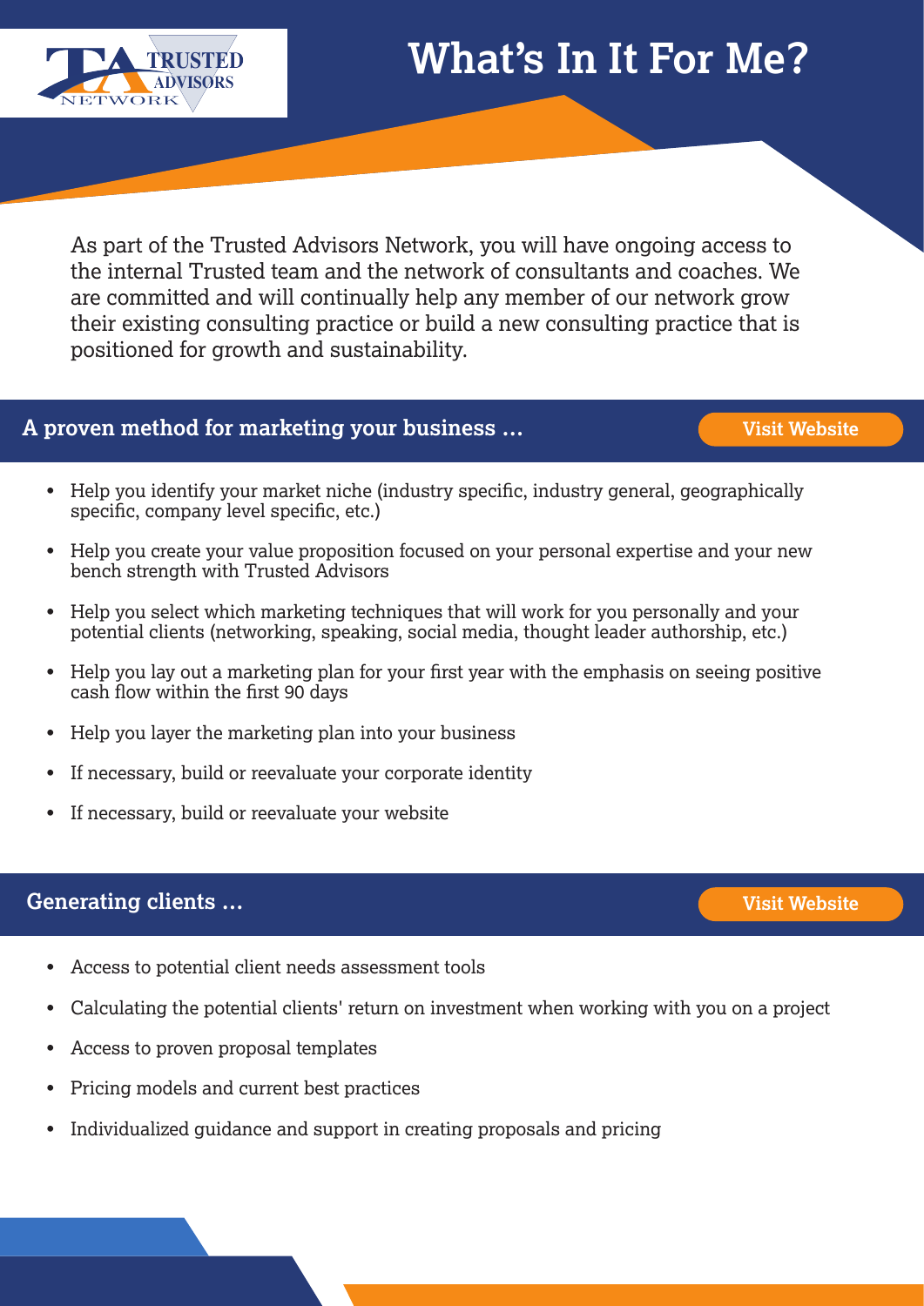# What's In It For Me?

As part of the Trusted Advisors Network, you will have ongoing access to the internal Trusted team and the network of consultants and coaches. We are committed and will continually help any member of our network grow their existing consulting practice or build a new consulting practice that is positioned for growth and sustainability.

## A proven method for marketing your business ...

Visit Website

- Help you identify your market niche (industry specific, industry general, geographically specific, company level specific, etc.)
- Help you create your value proposition focused on your personal expertise and your new bench strength with Trusted Advisors
- Help you select which marketing techniques that will work for you personally and your potential clients (networking, speaking, social media, thought leader authorship, etc.)
- Help you lay out a marketing plan for your first year with the emphasis on seeing positive cash flow within the first 90 days
- Help you layer the marketing plan into your business
- If necessary, build or reevaluate your corporate identity
- If necessary, build or reevaluate your website

## Generating clients ...

Visit Website

- Access to potential client needs assessment tools
- Calculating the potential clients' return on investment when working with you on a project
- Access to proven proposal templates
- Pricing models and current best practices
- Individualized guidance and support in creating proposals and pricing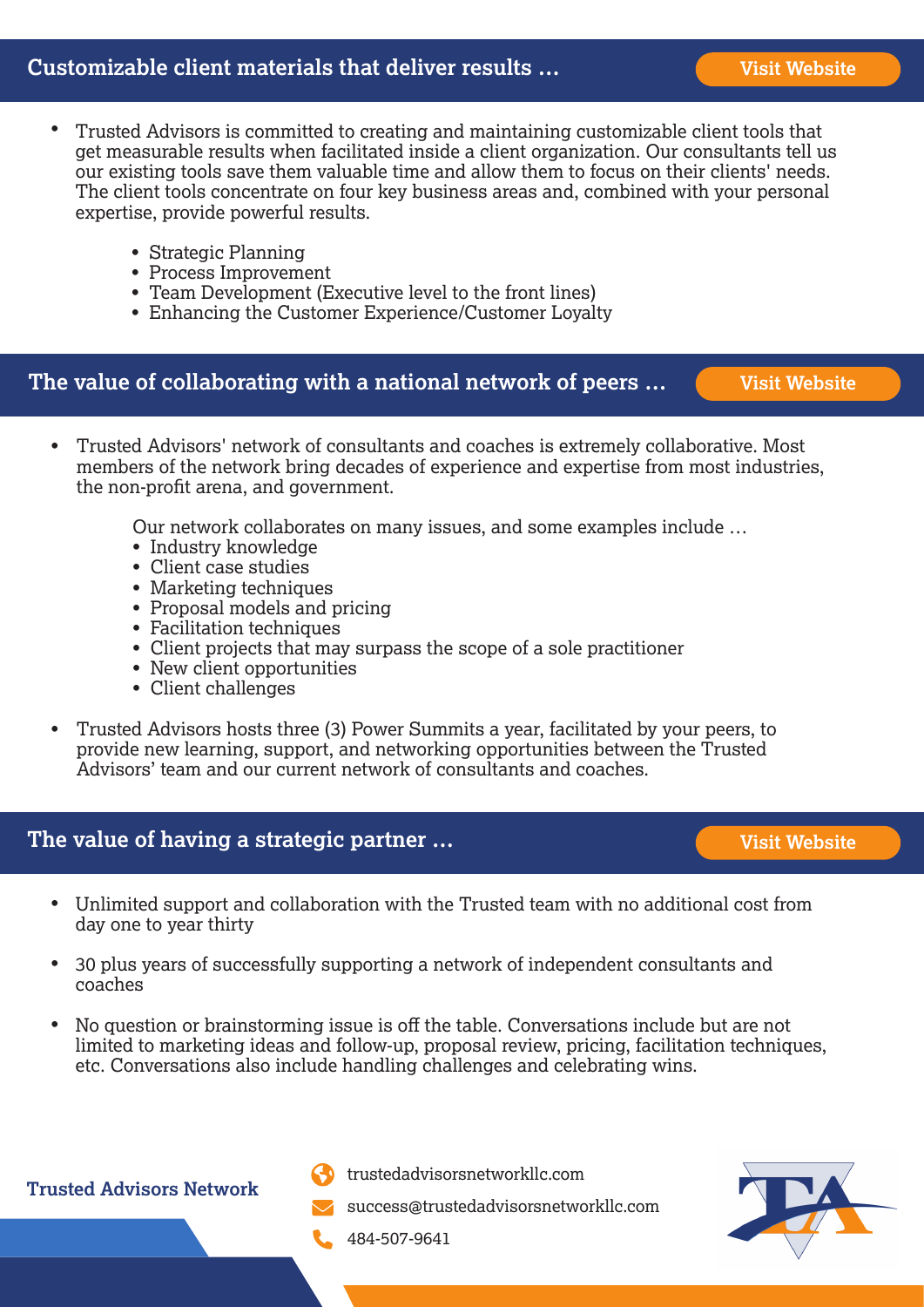## Customizable client materials that deliver results …

Visit Website

- Trusted Advisors is committed to creating and maintaining customizable client tools that get measurable results when facilitated inside a client organization. Our consultants tell us our existing tools save them valuable time and allow them to focus on their clients' needs. The client tools concentrate on four key business areas and, combined with your personal expertise, provide powerful results.
    - Strategic Planning
    - Process Improvement
    - Team Development (Executive level to the front lines)
    - Enhancing the Customer Experience/Customer Loyalty

## The value of collaborating with a national network of peers …

Visit Website

- Trusted Advisors' network of consultants and coaches is extremely collaborative. Most members of the network bring decades of experience and expertise from most industries, the non-profit arena, and government.

    Our network collaborates on many issues, and some examples include …
    - Industry knowledge
    - Client case studies
    - Marketing techniques
    - Proposal models and pricing
    - Facilitation techniques
    - Client projects that may surpass the scope of a sole practitioner
    - New client opportunities
    - Client challenges

- Trusted Advisors hosts three (3) Power Summits a year, facilitated by your peers, to provide new learning, support, and networking opportunities between the Trusted Advisors' team and our current network of consultants and coaches.

## The value of having a strategic partner …

Visit Website

- Unlimited support and collaboration with the Trusted team with no additional cost from day one to year thirty
- 30 plus years of successfully supporting a network of independent consultants and coaches
- No question or brainstorming issue is off the table. Conversations include but are not limited to marketing ideas and follow-up, proposal review, pricing, facilitation techniques, etc. Conversations also include handling challenges and celebrating wins.

**Trusted Advisors Network**

trustedadvisorsnetworkllc.com

success@trustedadvisorsnetworkllc.com

484-507-9641